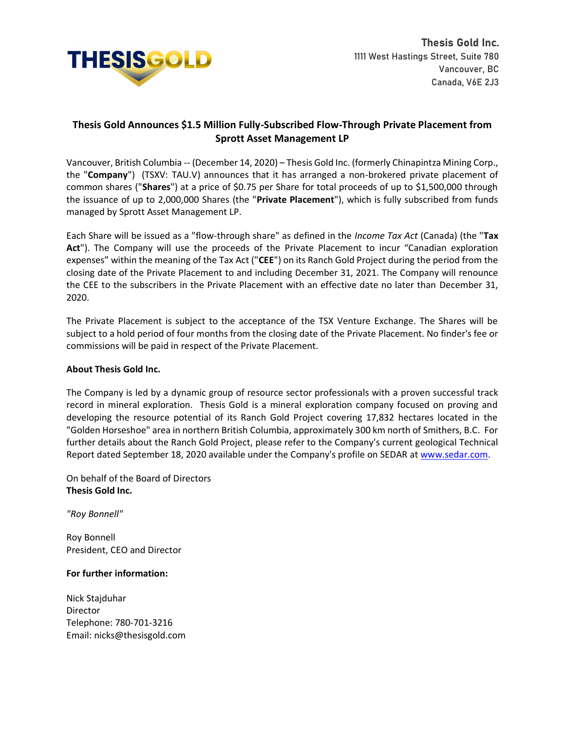**Thesis Gold Inc.**
1111 West Hastings Street, Suite 780
Vancouver, BC
Canada, V6E 2J3

## Thesis Gold Announces $1.5 Million Fully-Subscribed Flow-Through Private Placement from Sprott Asset Management LP

Vancouver, British Columbia -- (December 14, 2020) – Thesis Gold Inc. (formerly Chinapintza Mining Corp., the "**Company**") (TSXV: TAU.V) announces that it has arranged a non-brokered private placement of common shares ("**Shares**") at a price of $0.75 per Share for total proceeds of up to $1,500,000 through the issuance of up to 2,000,000 Shares (the "**Private Placement**"), which is fully subscribed from funds managed by Sprott Asset Management LP.

Each Share will be issued as a "flow-through share" as defined in the *Income Tax Act* (Canada) (the "**Tax Act**"). The Company will use the proceeds of the Private Placement to incur "Canadian exploration expenses" within the meaning of the Tax Act ("**CEE**") on its Ranch Gold Project during the period from the closing date of the Private Placement to and including December 31, 2021. The Company will renounce the CEE to the subscribers in the Private Placement with an effective date no later than December 31, 2020.

The Private Placement is subject to the acceptance of the TSX Venture Exchange. The Shares will be subject to a hold period of four months from the closing date of the Private Placement. No finder's fee or commissions will be paid in respect of the Private Placement.

**About Thesis Gold Inc.**

The Company is led by a dynamic group of resource sector professionals with a proven successful track record in mineral exploration. Thesis Gold is a mineral exploration company focused on proving and developing the resource potential of its Ranch Gold Project covering 17,832 hectares located in the "Golden Horseshoe" area in northern British Columbia, approximately 300 km north of Smithers, B.C. For further details about the Ranch Gold Project, please refer to the Company's current geological Technical Report dated September 18, 2020 available under the Company's profile on SEDAR at www.sedar.com.

On behalf of the Board of Directors
**Thesis Gold Inc.**

*"Roy Bonnell"*

Roy Bonnell
President, CEO and Director

**For further information:**

Nick Stajduhar
Director
Telephone: 780-701-3216
Email: nicks@thesisgold.com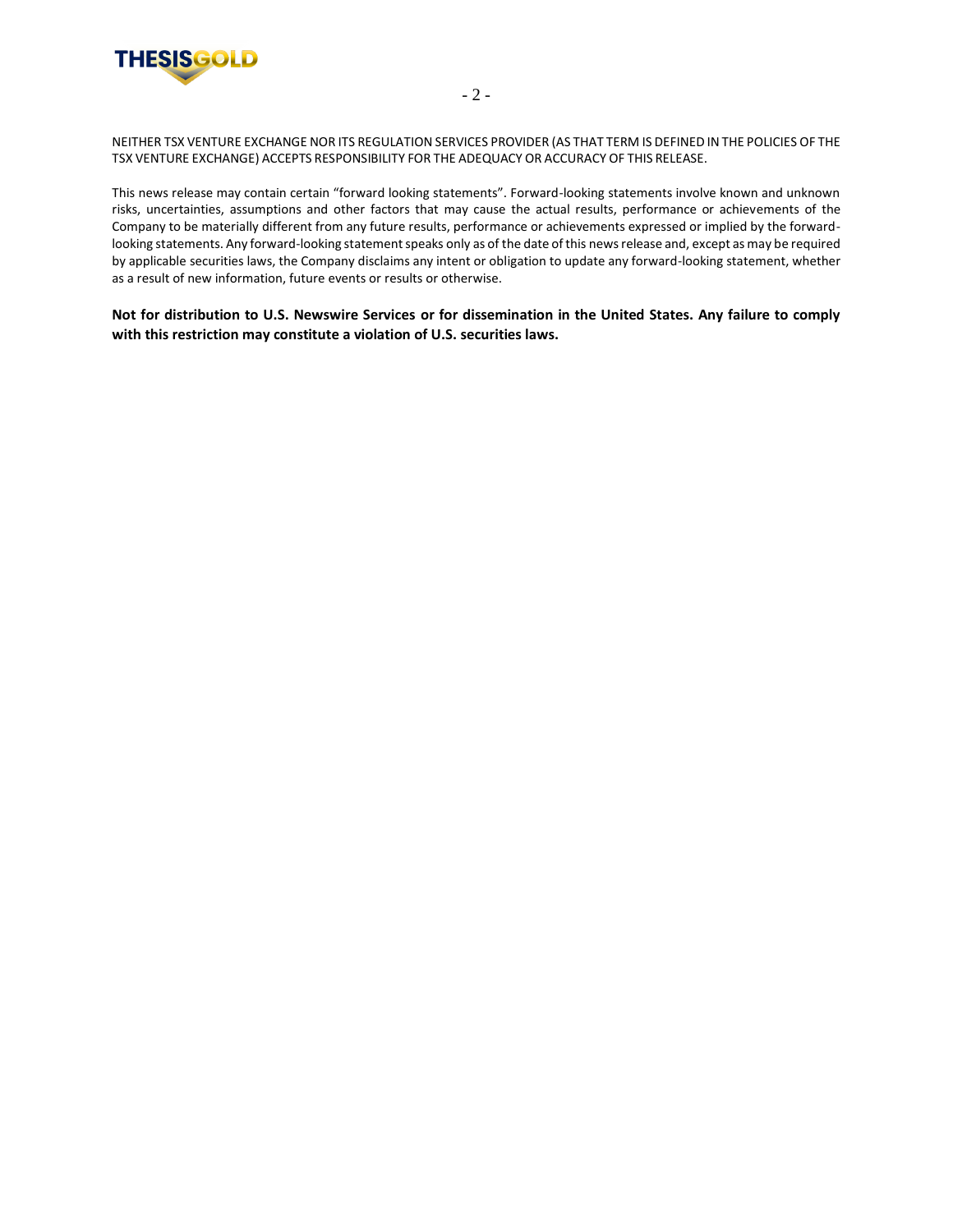NEITHER TSX VENTURE EXCHANGE NOR ITS REGULATION SERVICES PROVIDER (AS THAT TERM IS DEFINED IN THE POLICIES OF THE TSX VENTURE EXCHANGE) ACCEPTS RESPONSIBILITY FOR THE ADEQUACY OR ACCURACY OF THIS RELEASE.

This news release may contain certain "forward looking statements". Forward-looking statements involve known and unknown risks, uncertainties, assumptions and other factors that may cause the actual results, performance or achievements of the Company to be materially different from any future results, performance or achievements expressed or implied by the forward-looking statements. Any forward-looking statement speaks only as of the date of this news release and, except as may be required by applicable securities laws, the Company disclaims any intent or obligation to update any forward-looking statement, whether as a result of new information, future events or results or otherwise.

**Not for distribution to U.S. Newswire Services or for dissemination in the United States. Any failure to comply with this restriction may constitute a violation of U.S. securities laws.**